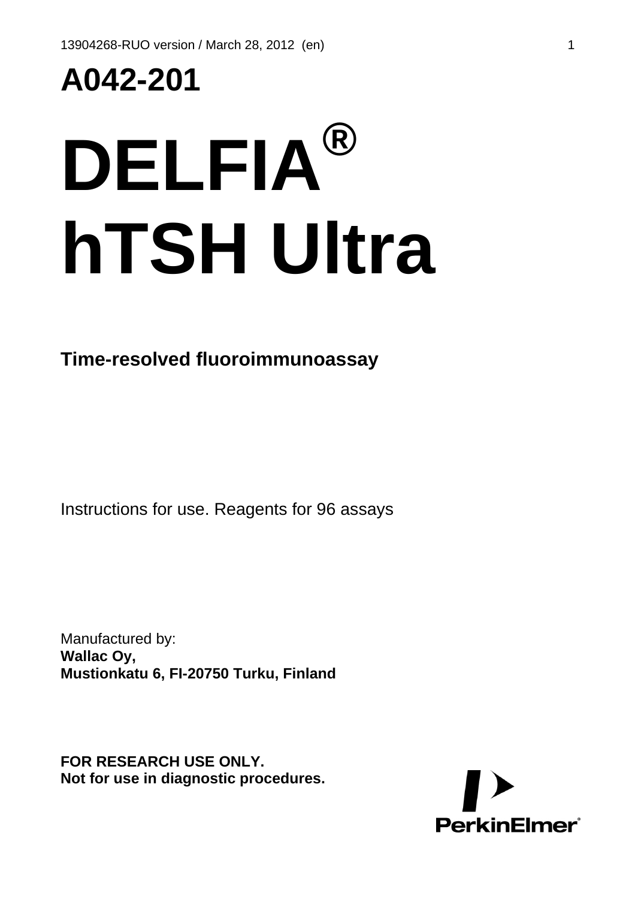# A042-201

# DELFIA® hTSH Ultra

**Time-resolved fluoroimmunoassay**

Instructions for use. Reagents for 96 assays

Manufactured by:
**Wallac Oy,**
**Mustionkatu 6, FI-20750 Turku, Finland**

**FOR RESEARCH USE ONLY.**
**Not for use in diagnostic procedures.**

PerkinElmer®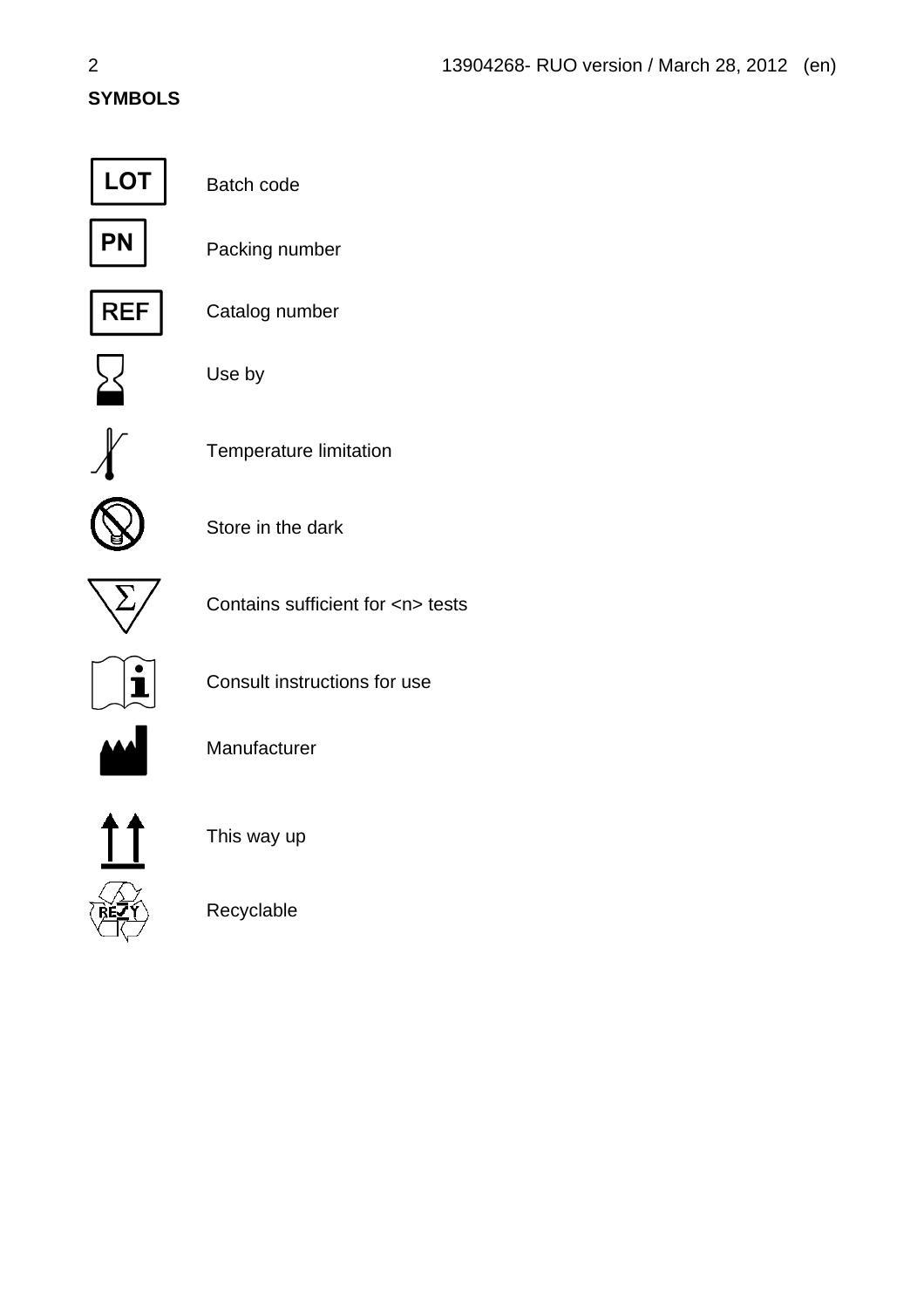**SYMBOLS**

| Symbol | Meaning |
| --- | --- |
| LOT | Batch code |
| PN | Packing number |
| REF | Catalog number |
| | Use by |
| | Temperature limitation |
| | Store in the dark |
| | Contains sufficient for <n> tests |
| | Consult instructions for use |
| | Manufacturer |
| | This way up |
| | Recyclable |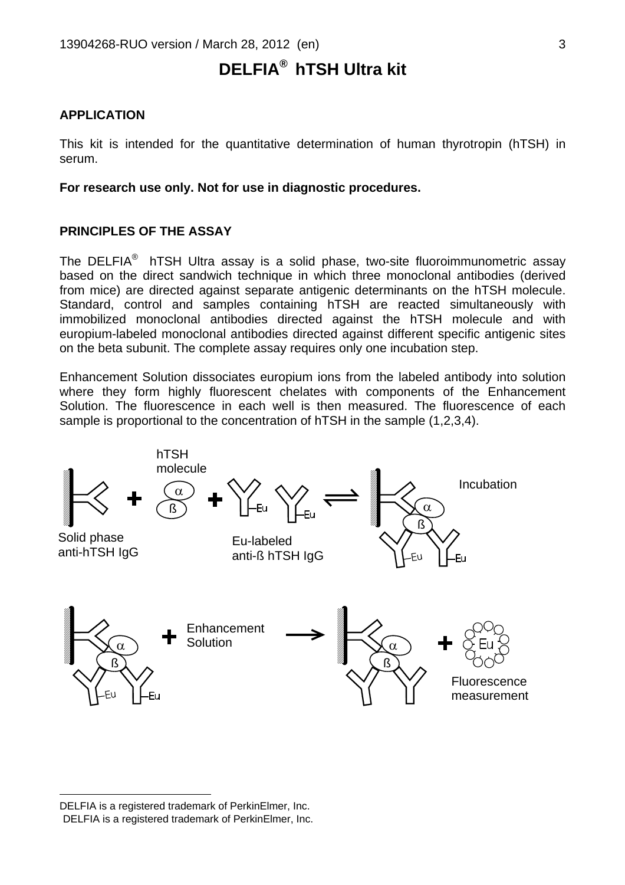# DELFIA® hTSH Ultra kit

## APPLICATION

This kit is intended for the quantitative determination of human thyrotropin (hTSH) in serum.

**For research use only. Not for use in diagnostic procedures.**

## PRINCIPLES OF THE ASSAY

The DELFIA® hTSH Ultra assay is a solid phase, two-site fluoroimmunometric assay based on the direct sandwich technique in which three monoclonal antibodies (derived from mice) are directed against separate antigenic determinants on the hTSH molecule. Standard, control and samples containing hTSH are reacted simultaneously with immobilized monoclonal antibodies directed against the hTSH molecule and with europium-labeled monoclonal antibodies directed against different specific antigenic sites on the beta subunit. The complete assay requires only one incubation step.

Enhancement Solution dissociates europium ions from the labeled antibody into solution where they form highly fluorescent chelates with components of the Enhancement Solution. The fluorescence in each well is then measured. The fluorescence of each sample is proportional to the concentration of hTSH in the sample (1,2,3,4).

hTSH molecule

Solid phase anti-hTSH IgG

Eu-labeled anti-ß hTSH IgG

Incubation

Enhancement Solution

Fluorescence measurement

---

DELFIA is a registered trademark of PerkinElmer, Inc.
DELFIA is a registered trademark of PerkinElmer, Inc.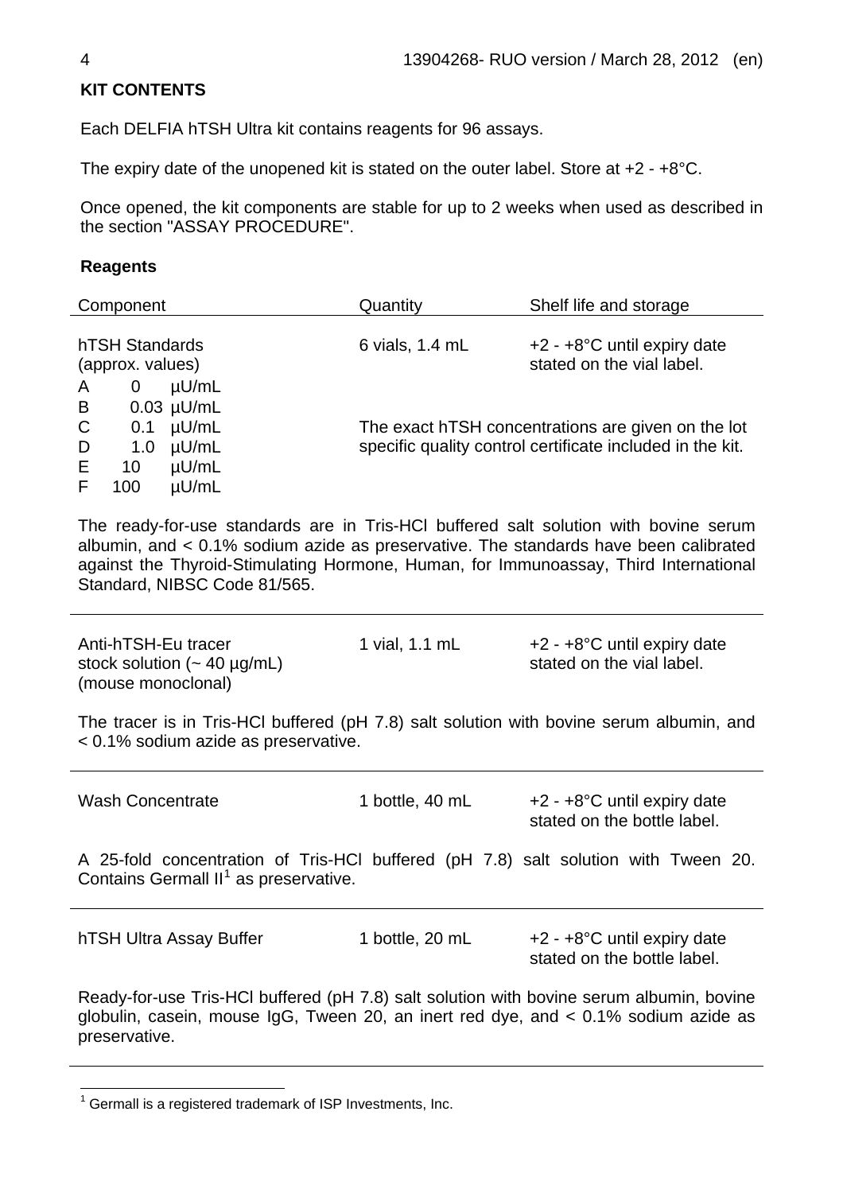## KIT CONTENTS

Each DELFIA hTSH Ultra kit contains reagents for 96 assays.

The expiry date of the unopened kit is stated on the outer label. Store at +2 - +8°C.

Once opened, the kit components are stable for up to 2 weeks when used as described in the section "ASSAY PROCEDURE".

### Reagents

| Component | Quantity | Shelf life and storage |
|---|---|---|
| hTSH Standards (approx. values)<br>A 0 µU/mL<br>B 0.03 µU/mL<br>C 0.1 µU/mL<br>D 1.0 µU/mL<br>E 10 µU/mL<br>F 100 µU/mL | 6 vials, 1.4 mL | +2 - +8°C until expiry date stated on the vial label.<br><br>The exact hTSH concentrations are given on the lot specific quality control certificate included in the kit. |

The ready-for-use standards are in Tris-HCl buffered salt solution with bovine serum albumin, and < 0.1% sodium azide as preservative. The standards have been calibrated against the Thyroid-Stimulating Hormone, Human, for Immunoassay, Third International Standard, NIBSC Code 81/565.

| Component | Quantity | Shelf life and storage |
|---|---|---|
| Anti-hTSH-Eu tracer stock solution (~ 40 µg/mL) (mouse monoclonal) | 1 vial, 1.1 mL | +2 - +8°C until expiry date stated on the vial label. |

The tracer is in Tris-HCl buffered (pH 7.8) salt solution with bovine serum albumin, and < 0.1% sodium azide as preservative.

| Component | Quantity | Shelf life and storage |
|---|---|---|
| Wash Concentrate | 1 bottle, 40 mL | +2 - +8°C until expiry date stated on the bottle label. |

A 25-fold concentration of Tris-HCl buffered (pH 7.8) salt solution with Tween 20. Contains Germall II[1] as preservative.

| Component | Quantity | Shelf life and storage |
|---|---|---|
| hTSH Ultra Assay Buffer | 1 bottle, 20 mL | +2 - +8°C until expiry date stated on the bottle label. |

Ready-for-use Tris-HCl buffered (pH 7.8) salt solution with bovine serum albumin, bovine globulin, casein, mouse IgG, Tween 20, an inert red dye, and < 0.1% sodium azide as preservative.

---

[1] Germall is a registered trademark of ISP Investments, Inc.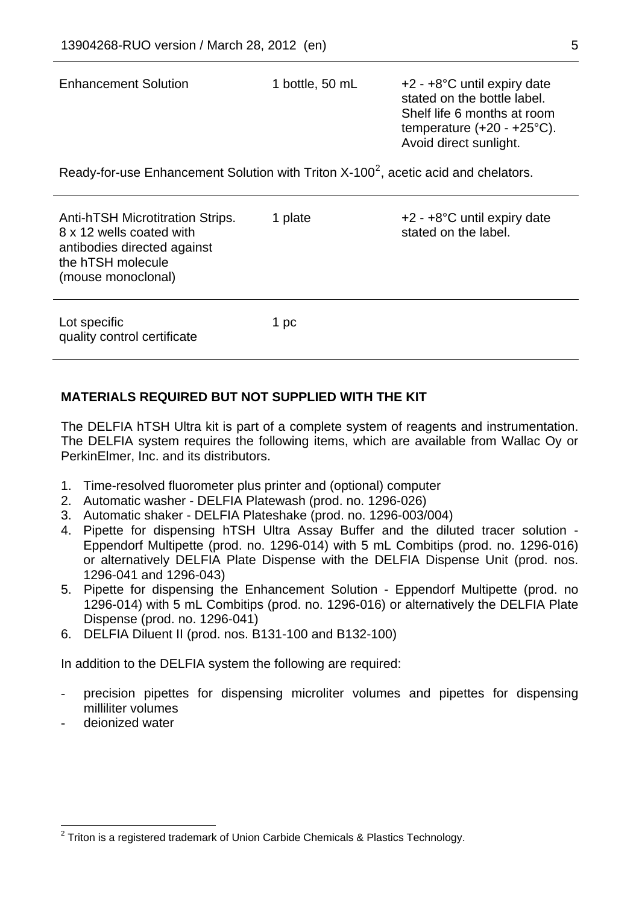| | | |
|---|---|---|
| Enhancement Solution | 1 bottle, 50 mL | +2 - +8°C until expiry date stated on the bottle label. Shelf life 6 months at room temperature (+20 - +25°C). Avoid direct sunlight. |

Ready-for-use Enhancement Solution with Triton X-100[2], acetic acid and chelators.

| | | |
|---|---|---|
| Anti-hTSH Microtitration Strips. 8 x 12 wells coated with antibodies directed against the hTSH molecule (mouse monoclonal) | 1 plate | +2 - +8°C until expiry date stated on the label. |
| Lot specific quality control certificate | 1 pc | |

**MATERIALS REQUIRED BUT NOT SUPPLIED WITH THE KIT**

The DELFIA hTSH Ultra kit is part of a complete system of reagents and instrumentation. The DELFIA system requires the following items, which are available from Wallac Oy or PerkinElmer, Inc. and its distributors.

1. Time-resolved fluorometer plus printer and (optional) computer
2. Automatic washer - DELFIA Platewash (prod. no. 1296-026)
3. Automatic shaker - DELFIA Plateshake (prod. no. 1296-003/004)
4. Pipette for dispensing hTSH Ultra Assay Buffer and the diluted tracer solution - Eppendorf Multipette (prod. no. 1296-014) with 5 mL Combitips (prod. no. 1296-016) or alternatively DELFIA Plate Dispense with the DELFIA Dispense Unit (prod. nos. 1296-041 and 1296-043)
5. Pipette for dispensing the Enhancement Solution - Eppendorf Multipette (prod. no 1296-014) with 5 mL Combitips (prod. no. 1296-016) or alternatively the DELFIA Plate Dispense (prod. no. 1296-041)
6. DELFIA Diluent II (prod. nos. B131-100 and B132-100)

In addition to the DELFIA system the following are required:

- precision pipettes for dispensing microliter volumes and pipettes for dispensing milliliter volumes
- deionized water

[2] Triton is a registered trademark of Union Carbide Chemicals & Plastics Technology.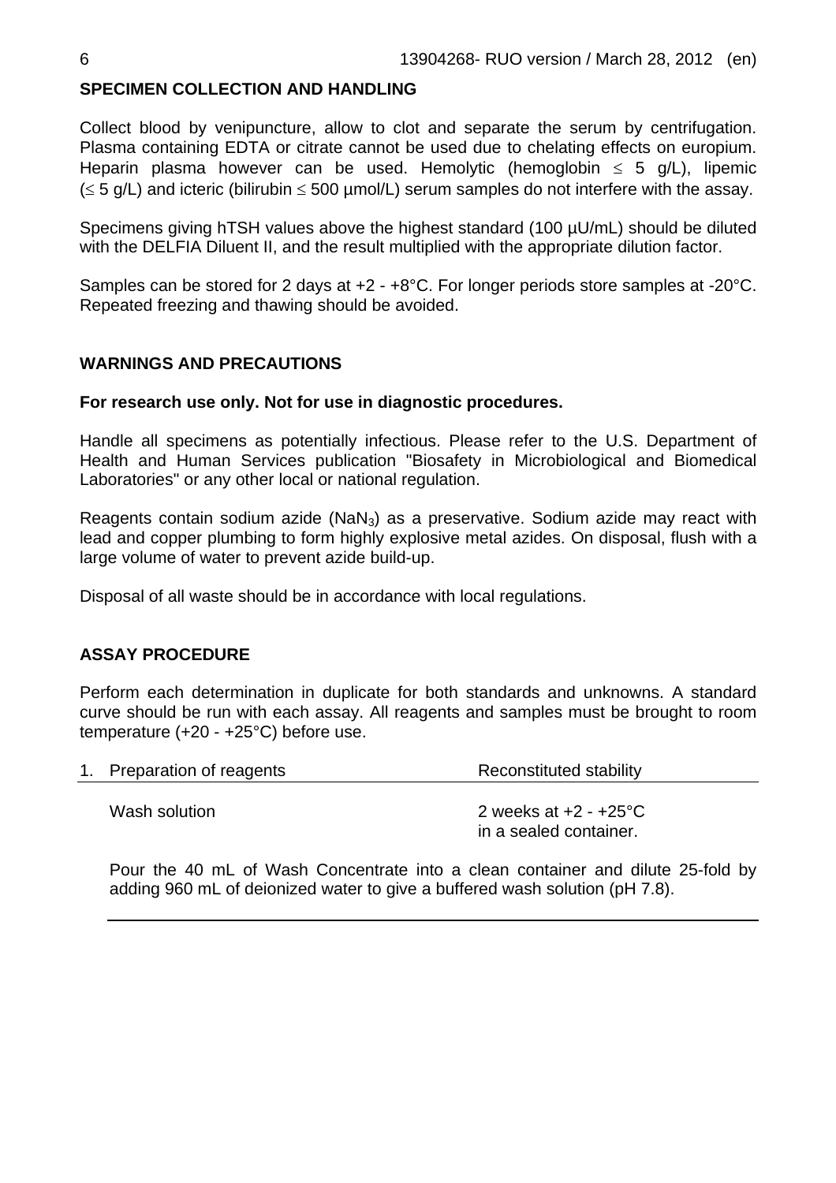## SPECIMEN COLLECTION AND HANDLING

Collect blood by venipuncture, allow to clot and separate the serum by centrifugation. Plasma containing EDTA or citrate cannot be used due to chelating effects on europium. Heparin plasma however can be used. Hemolytic (hemoglobin $\leq$ 5 g/L), lipemic ($\leq$ 5 g/L) and icteric (bilirubin $\leq$ 500 µmol/L) serum samples do not interfere with the assay.

Specimens giving hTSH values above the highest standard (100 µU/mL) should be diluted with the DELFIA Diluent II, and the result multiplied with the appropriate dilution factor.

Samples can be stored for 2 days at +2 - +8°C. For longer periods store samples at -20°C. Repeated freezing and thawing should be avoided.

## WARNINGS AND PRECAUTIONS

**For research use only. Not for use in diagnostic procedures.**

Handle all specimens as potentially infectious. Please refer to the U.S. Department of Health and Human Services publication "Biosafety in Microbiological and Biomedical Laboratories" or any other local or national regulation.

Reagents contain sodium azide ($NaN_3$) as a preservative. Sodium azide may react with lead and copper plumbing to form highly explosive metal azides. On disposal, flush with a large volume of water to prevent azide build-up.

Disposal of all waste should be in accordance with local regulations.

## ASSAY PROCEDURE

Perform each determination in duplicate for both standards and unknowns. A standard curve should be run with each assay. All reagents and samples must be brought to room temperature (+20 - +25°C) before use.

| 1. Preparation of reagents | Reconstituted stability |
|---|---|
| Wash solution | 2 weeks at +2 - +25°C in a sealed container. |

Pour the 40 mL of Wash Concentrate into a clean container and dilute 25-fold by adding 960 mL of deionized water to give a buffered wash solution (pH 7.8).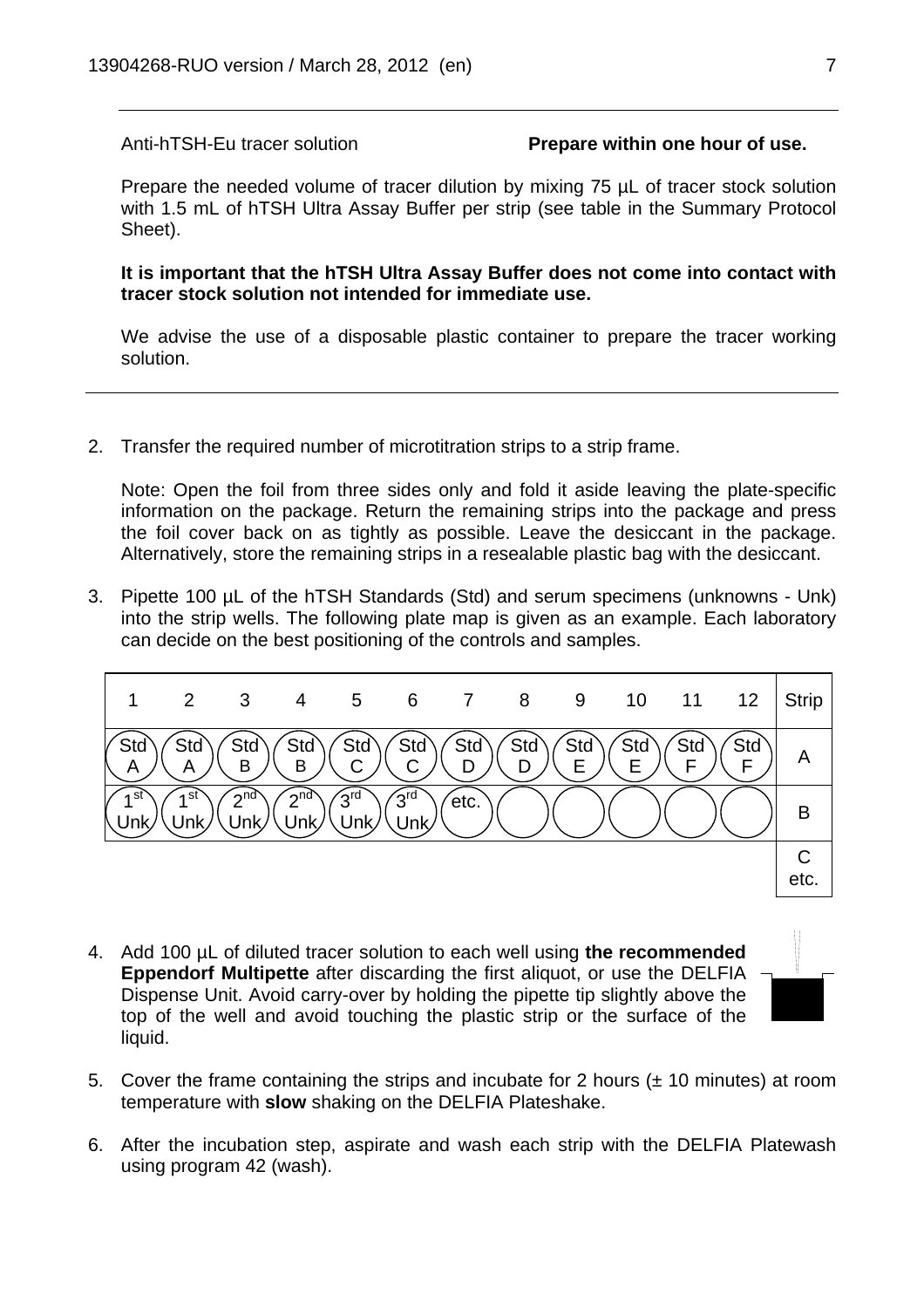Anti-hTSH-Eu tracer solution **Prepare within one hour of use.**

Prepare the needed volume of tracer dilution by mixing 75 µL of tracer stock solution with 1.5 mL of hTSH Ultra Assay Buffer per strip (see table in the Summary Protocol Sheet).

**It is important that the hTSH Ultra Assay Buffer does not come into contact with tracer stock solution not intended for immediate use.**

We advise the use of a disposable plastic container to prepare the tracer working solution.

---

2. Transfer the required number of microtitration strips to a strip frame.

   Note: Open the foil from three sides only and fold it aside leaving the plate-specific information on the package. Return the remaining strips into the package and press the foil cover back on as tightly as possible. Leave the desiccant in the package. Alternatively, store the remaining strips in a resealable plastic bag with the desiccant.

3. Pipette 100 µL of the hTSH Standards (Std) and serum specimens (unknowns - Unk) into the strip wells. The following plate map is given as an example. Each laboratory can decide on the best positioning of the controls and samples.

| 1 | 2 | 3 | 4 | 5 | 6 | 7 | 8 | 9 | 10 | 11 | 12 | Strip |
|---|---|---|---|---|---|---|---|---|---|---|---|---|
| Std A | Std A | Std B | Std B | Std C | Std C | Std D | Std D | Std E | Std E | Std F | Std F | A |
| 1st Unk | 1st Unk | 2nd Unk | 2nd Unk | 3rd Unk | 3rd Unk | etc. | | | | | | B |
| | | | | | | | | | | | | C etc. |

4. Add 100 µL of diluted tracer solution to each well using **the recommended Eppendorf Multipette** after discarding the first aliquot, or use the DELFIA Dispense Unit. Avoid carry-over by holding the pipette tip slightly above the top of the well and avoid touching the plastic strip or the surface of the liquid.

5. Cover the frame containing the strips and incubate for 2 hours (± 10 minutes) at room temperature with **slow** shaking on the DELFIA Plateshake.

6. After the incubation step, aspirate and wash each strip with the DELFIA Platewash using program 42 (wash).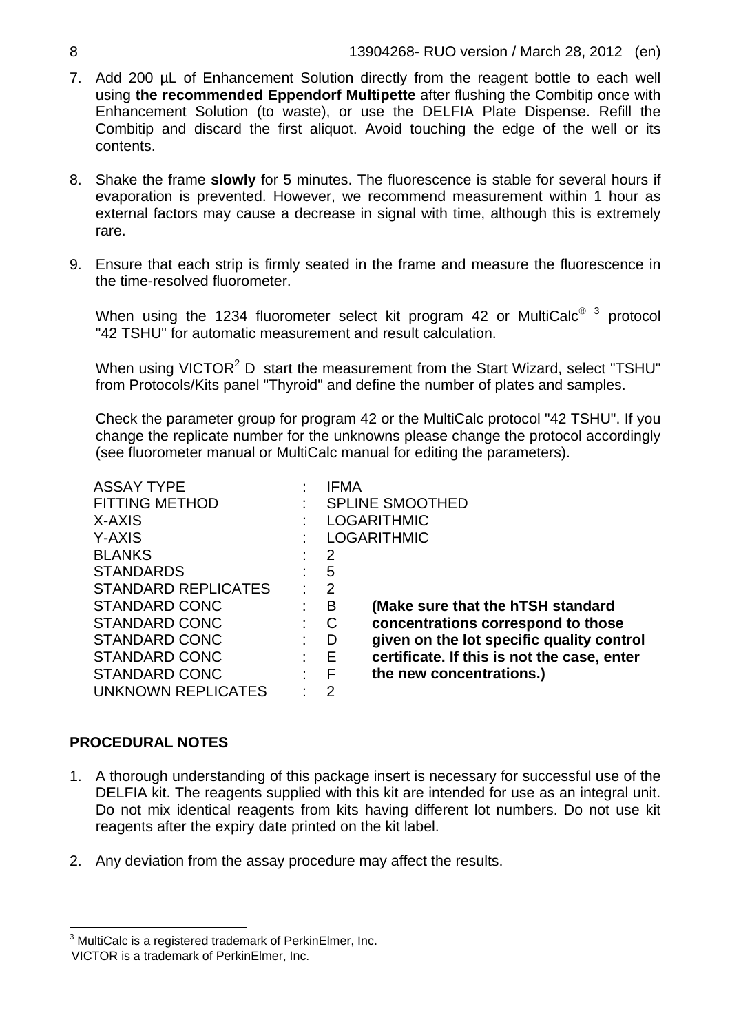7. Add 200 µL of Enhancement Solution directly from the reagent bottle to each well using **the recommended Eppendorf Multipette** after flushing the Combitip once with Enhancement Solution (to waste), or use the DELFIA Plate Dispense. Refill the Combitip and discard the first aliquot. Avoid touching the edge of the well or its contents.

8. Shake the frame **slowly** for 5 minutes. The fluorescence is stable for several hours if evaporation is prevented. However, we recommend measurement within 1 hour as external factors may cause a decrease in signal with time, although this is extremely rare.

9. Ensure that each strip is firmly seated in the frame and measure the fluorescence in the time-resolved fluorometer.

   When using the 1234 fluorometer select kit program 42 or MultiCalc® [3] protocol "42 TSHU" for automatic measurement and result calculation.

   When using VICTOR$^2$ D start the measurement from the Start Wizard, select "TSHU" from Protocols/Kits panel "Thyroid" and define the number of plates and samples.

   Check the parameter group for program 42 or the MultiCalc protocol "42 TSHU". If you change the replicate number for the unknowns please change the protocol accordingly (see fluorometer manual or MultiCalc manual for editing the parameters).

| | | | |
|---|---|---|---|
| ASSAY TYPE | : | IFMA | |
| FITTING METHOD | : | SPLINE SMOOTHED | |
| X-AXIS | : | LOGARITHMIC | |
| Y-AXIS | : | LOGARITHMIC | |
| BLANKS | : | 2 | |
| STANDARDS | : | 5 | |
| STANDARD REPLICATES | : | 2 | |
| STANDARD CONC | : | B | **(Make sure that the hTSH standard** |
| STANDARD CONC | : | C | **concentrations correspond to those** |
| STANDARD CONC | : | D | **given on the lot specific quality control** |
| STANDARD CONC | : | E | **certificate. If this is not the case, enter** |
| STANDARD CONC | : | F | **the new concentrations.)** |
| UNKNOWN REPLICATES | : | 2 | |

## PROCEDURAL NOTES

1. A thorough understanding of this package insert is necessary for successful use of the DELFIA kit. The reagents supplied with this kit are intended for use as an integral unit. Do not mix identical reagents from kits having different lot numbers. Do not use kit reagents after the expiry date printed on the kit label.

2. Any deviation from the assay procedure may affect the results.

---

[3] MultiCalc is a registered trademark of PerkinElmer, Inc.
VICTOR is a trademark of PerkinElmer, Inc.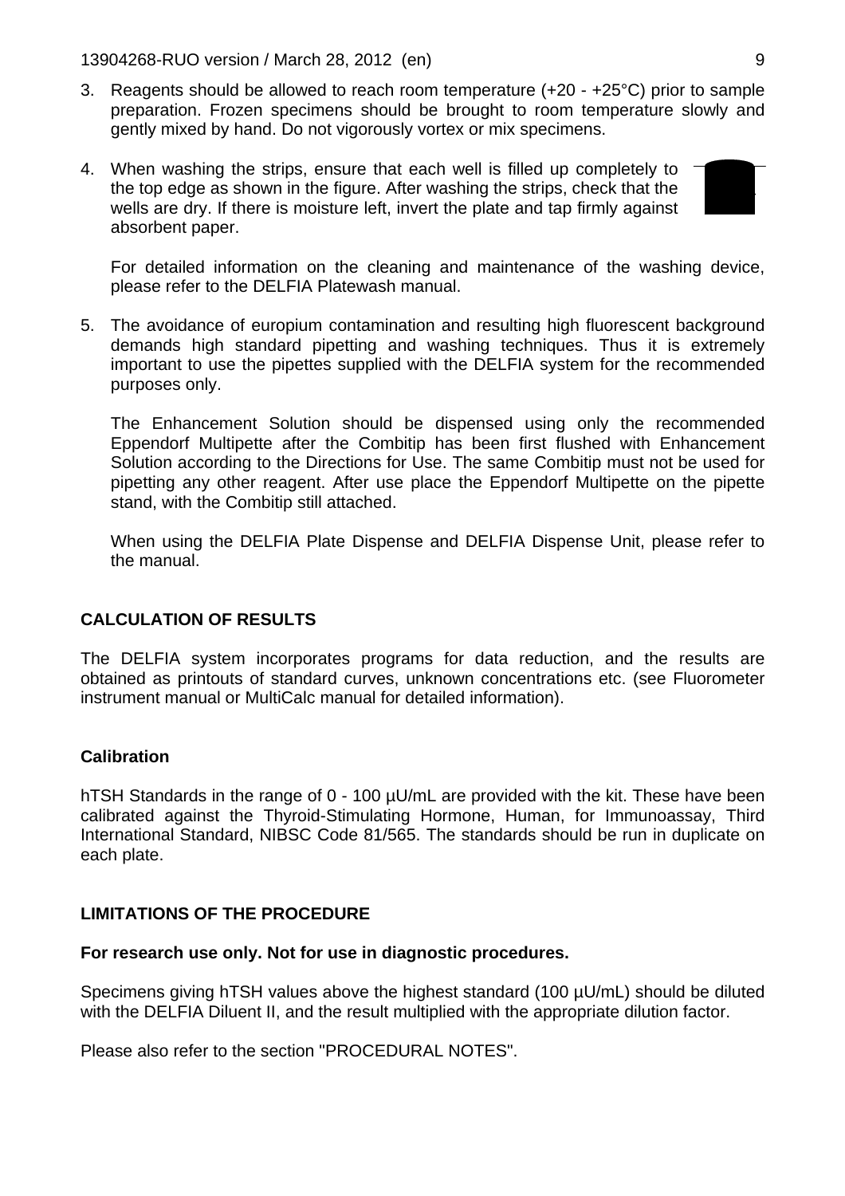3. Reagents should be allowed to reach room temperature (+20 - +25°C) prior to sample preparation. Frozen specimens should be brought to room temperature slowly and gently mixed by hand. Do not vigorously vortex or mix specimens.

4. When washing the strips, ensure that each well is filled up completely to the top edge as shown in the figure. After washing the strips, check that the wells are dry. If there is moisture left, invert the plate and tap firmly against absorbent paper.

   For detailed information on the cleaning and maintenance of the washing device, please refer to the DELFIA Platewash manual.

5. The avoidance of europium contamination and resulting high fluorescent background demands high standard pipetting and washing techniques. Thus it is extremely important to use the pipettes supplied with the DELFIA system for the recommended purposes only.

   The Enhancement Solution should be dispensed using only the recommended Eppendorf Multipette after the Combitip has been first flushed with Enhancement Solution according to the Directions for Use. The same Combitip must not be used for pipetting any other reagent. After use place the Eppendorf Multipette on the pipette stand, with the Combitip still attached.

   When using the DELFIA Plate Dispense and DELFIA Dispense Unit, please refer to the manual.

## CALCULATION OF RESULTS

The DELFIA system incorporates programs for data reduction, and the results are obtained as printouts of standard curves, unknown concentrations etc. (see Fluorometer instrument manual or MultiCalc manual for detailed information).

### Calibration

hTSH Standards in the range of 0 - 100 µU/mL are provided with the kit. These have been calibrated against the Thyroid-Stimulating Hormone, Human, for Immunoassay, Third International Standard, NIBSC Code 81/565. The standards should be run in duplicate on each plate.

## LIMITATIONS OF THE PROCEDURE

**For research use only. Not for use in diagnostic procedures.**

Specimens giving hTSH values above the highest standard (100 µU/mL) should be diluted with the DELFIA Diluent II, and the result multiplied with the appropriate dilution factor.

Please also refer to the section "PROCEDURAL NOTES".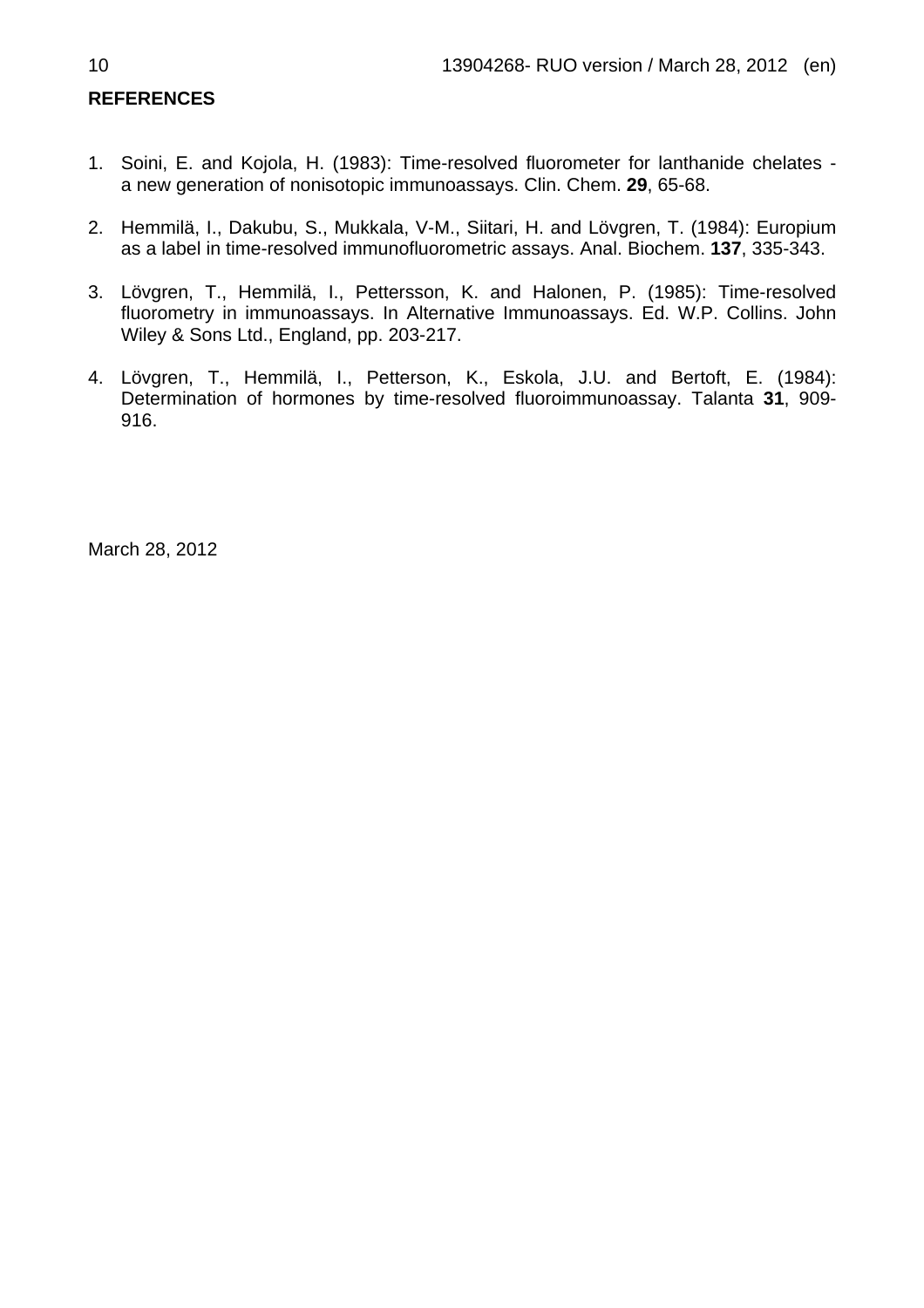## REFERENCES

1. Soini, E. and Kojola, H. (1983): Time-resolved fluorometer for lanthanide chelates - a new generation of nonisotopic immunoassays. Clin. Chem. **29**, 65-68.

2. Hemmilä, I., Dakubu, S., Mukkala, V-M., Siitari, H. and Lövgren, T. (1984): Europium as a label in time-resolved immunofluorometric assays. Anal. Biochem. **137**, 335-343.

3. Lövgren, T., Hemmilä, I., Pettersson, K. and Halonen, P. (1985): Time-resolved fluorometry in immunoassays. In Alternative Immunoassays. Ed. W.P. Collins. John Wiley & Sons Ltd., England, pp. 203-217.

4. Lövgren, T., Hemmilä, I., Petterson, K., Eskola, J.U. and Bertoft, E. (1984): Determination of hormones by time-resolved fluoroimmunoassay. Talanta **31**, 909-916.

March 28, 2012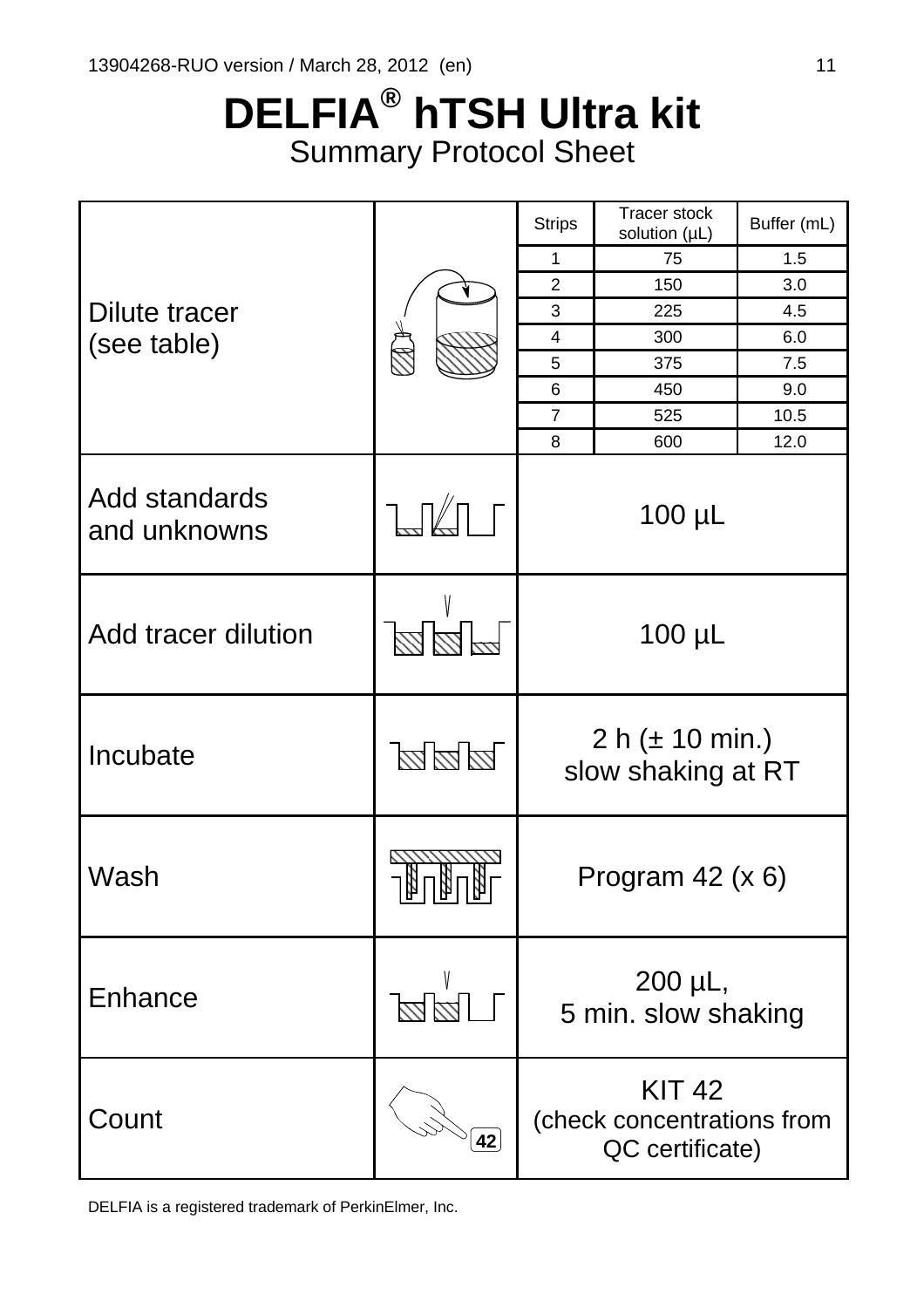# DELFIA® hTSH Ultra kit

## Summary Protocol Sheet

| | | | | |
|---|---|---|---|---|
| Dilute tracer (see table) | | Strips | Tracer stock solution (µL) | Buffer (mL) |
| | | 1 | 75 | 1.5 |
| | | 2 | 150 | 3.0 |
| | | 3 | 225 | 4.5 |
| | | 4 | 300 | 6.0 |
| | | 5 | 375 | 7.5 |
| | | 6 | 450 | 9.0 |
| | | 7 | 525 | 10.5 |
| | | 8 | 600 | 12.0 |
| Add standards and unknowns | | 100 µL | | |
| Add tracer dilution | | 100 µL | | |
| Incubate | | 2 h (± 10 min.) slow shaking at RT | | |
| Wash | | Program 42 (x 6) | | |
| Enhance | | 200 µL, 5 min. slow shaking | | |
| Count | 42 | KIT 42 (check concentrations from QC certificate) | | |

DELFIA is a registered trademark of PerkinElmer, Inc.